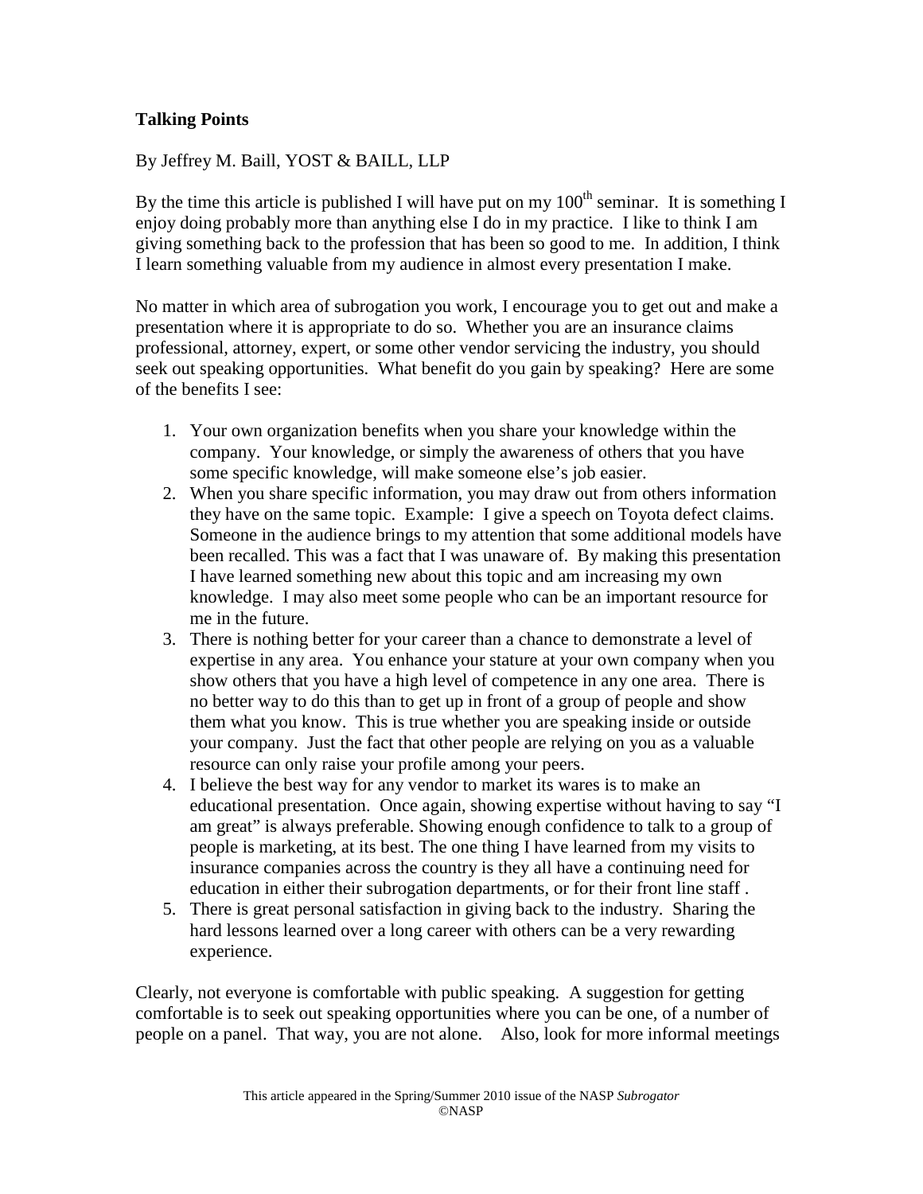**Talking Points**

By Jeffrey M. Baill, YOST & BAILL, LLP

By the time this article is published I will have put on my 100th seminar. It is something I enjoy doing probably more than anything else I do in my practice. I like to think I am giving something back to the profession that has been so good to me. In addition, I think I learn something valuable from my audience in almost every presentation I make.

No matter in which area of subrogation you work, I encourage you to get out and make a presentation where it is appropriate to do so. Whether you are an insurance claims professional, attorney, expert, or some other vendor servicing the industry, you should seek out speaking opportunities. What benefit do you gain by speaking? Here are some of the benefits I see:

1. Your own organization benefits when you share your knowledge within the company. Your knowledge, or simply the awareness of others that you have some specific knowledge, will make someone else's job easier.
2. When you share specific information, you may draw out from others information they have on the same topic. Example: I give a speech on Toyota defect claims. Someone in the audience brings to my attention that some additional models have been recalled. This was a fact that I was unaware of. By making this presentation I have learned something new about this topic and am increasing my own knowledge. I may also meet some people who can be an important resource for me in the future.
3. There is nothing better for your career than a chance to demonstrate a level of expertise in any area. You enhance your stature at your own company when you show others that you have a high level of competence in any one area. There is no better way to do this than to get up in front of a group of people and show them what you know. This is true whether you are speaking inside or outside your company. Just the fact that other people are relying on you as a valuable resource can only raise your profile among your peers.
4. I believe the best way for any vendor to market its wares is to make an educational presentation. Once again, showing expertise without having to say "I am great" is always preferable. Showing enough confidence to talk to a group of people is marketing, at its best. The one thing I have learned from my visits to insurance companies across the country is they all have a continuing need for education in either their subrogation departments, or for their front line staff .
5. There is great personal satisfaction in giving back to the industry. Sharing the hard lessons learned over a long career with others can be a very rewarding experience.

Clearly, not everyone is comfortable with public speaking. A suggestion for getting comfortable is to seek out speaking opportunities where you can be one, of a number of people on a panel. That way, you are not alone. Also, look for more informal meetings

This article appeared in the Spring/Summer 2010 issue of the NASP *Subrogator*
©NASP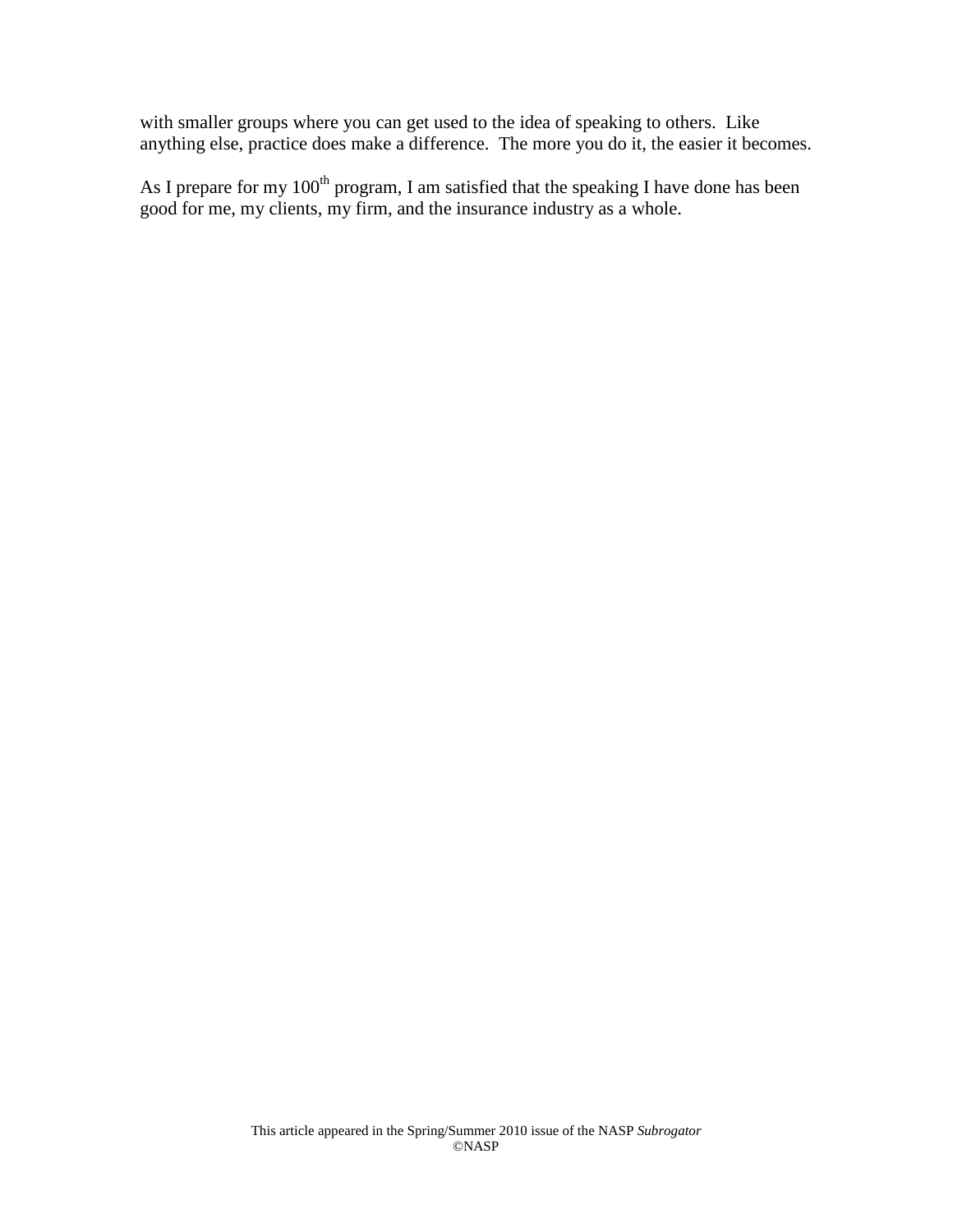with smaller groups where you can get used to the idea of speaking to others. Like anything else, practice does make a difference. The more you do it, the easier it becomes.

As I prepare for my 100th program, I am satisfied that the speaking I have done has been good for me, my clients, my firm, and the insurance industry as a whole.

This article appeared in the Spring/Summer 2010 issue of the NASP *Subrogator*
©NASP